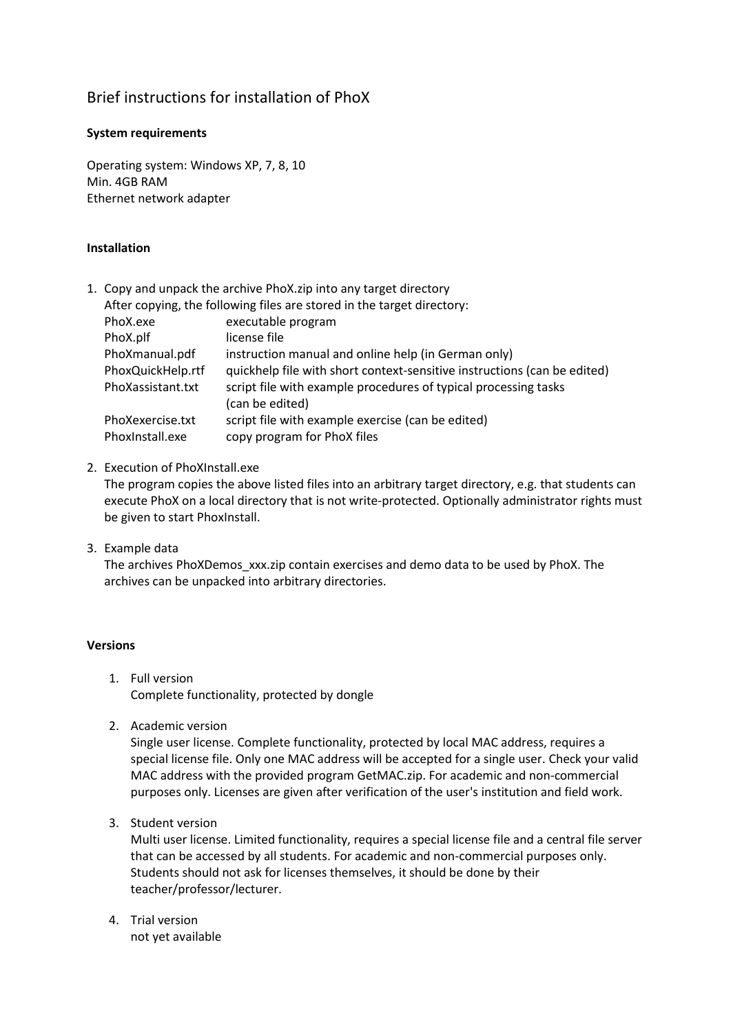# Brief instructions for installation of PhoX

**System requirements**

Operating system: Windows XP, 7, 8, 10
Min. 4GB RAM
Ethernet network adapter

**Installation**

1. Copy and unpack the archive PhoX.zip into any target directory
   After copying, the following files are stored in the target directory:

   | | |
   |---|---|
   | PhoX.exe | executable program |
   | PhoX.plf | license file |
   | PhoXmanual.pdf | instruction manual and online help (in German only) |
   | PhoxQuickHelp.rtf | quickhelp file with short context-sensitive instructions (can be edited) |
   | PhoXassistant.txt | script file with example procedures of typical processing tasks (can be edited) |
   | PhoXexercise.txt | script file with example exercise (can be edited) |
   | PhoxInstall.exe | copy program for PhoX files |

2. Execution of PhoXInstall.exe
   The program copies the above listed files into an arbitrary target directory, e.g. that students can execute PhoX on a local directory that is not write-protected. Optionally administrator rights must be given to start PhoxInstall.

3. Example data
   The archives PhoXDemos_xxx.zip contain exercises and demo data to be used by PhoX. The archives can be unpacked into arbitrary directories.

**Versions**

1. Full version
   Complete functionality, protected by dongle

2. Academic version
   Single user license. Complete functionality, protected by local MAC address, requires a special license file. Only one MAC address will be accepted for a single user. Check your valid MAC address with the provided program GetMAC.zip. For academic and non-commercial purposes only. Licenses are given after verification of the user's institution and field work.

3. Student version
   Multi user license. Limited functionality, requires a special license file and a central file server that can be accessed by all students. For academic and non-commercial purposes only. Students should not ask for licenses themselves, it should be done by their teacher/professor/lecturer.

4. Trial version
   not yet available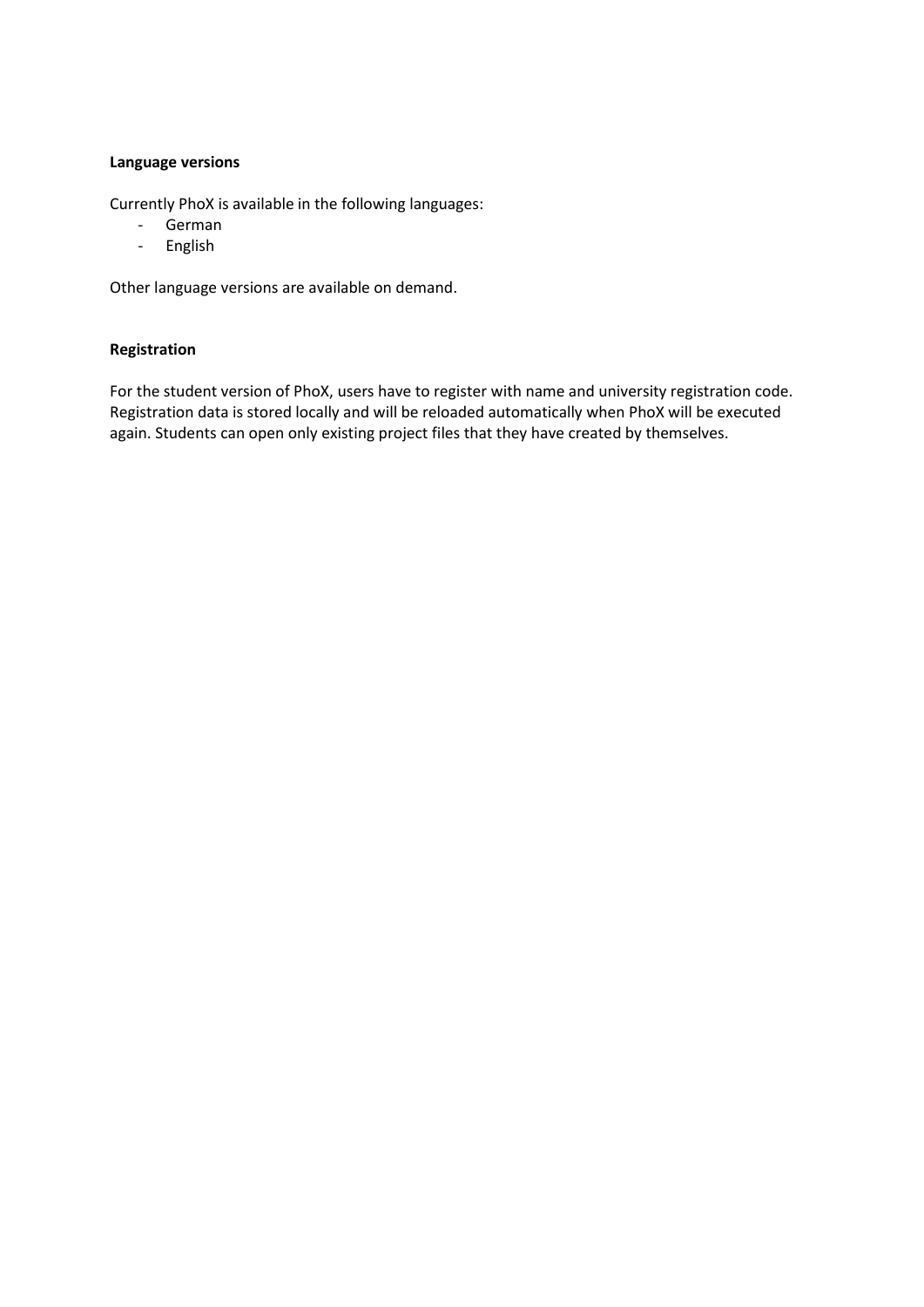**Language versions**

Currently PhoX is available in the following languages:

- German
- English

Other language versions are available on demand.

**Registration**

For the student version of PhoX, users have to register with name and university registration code. Registration data is stored locally and will be reloaded automatically when PhoX will be executed again. Students can open only existing project files that they have created by themselves.